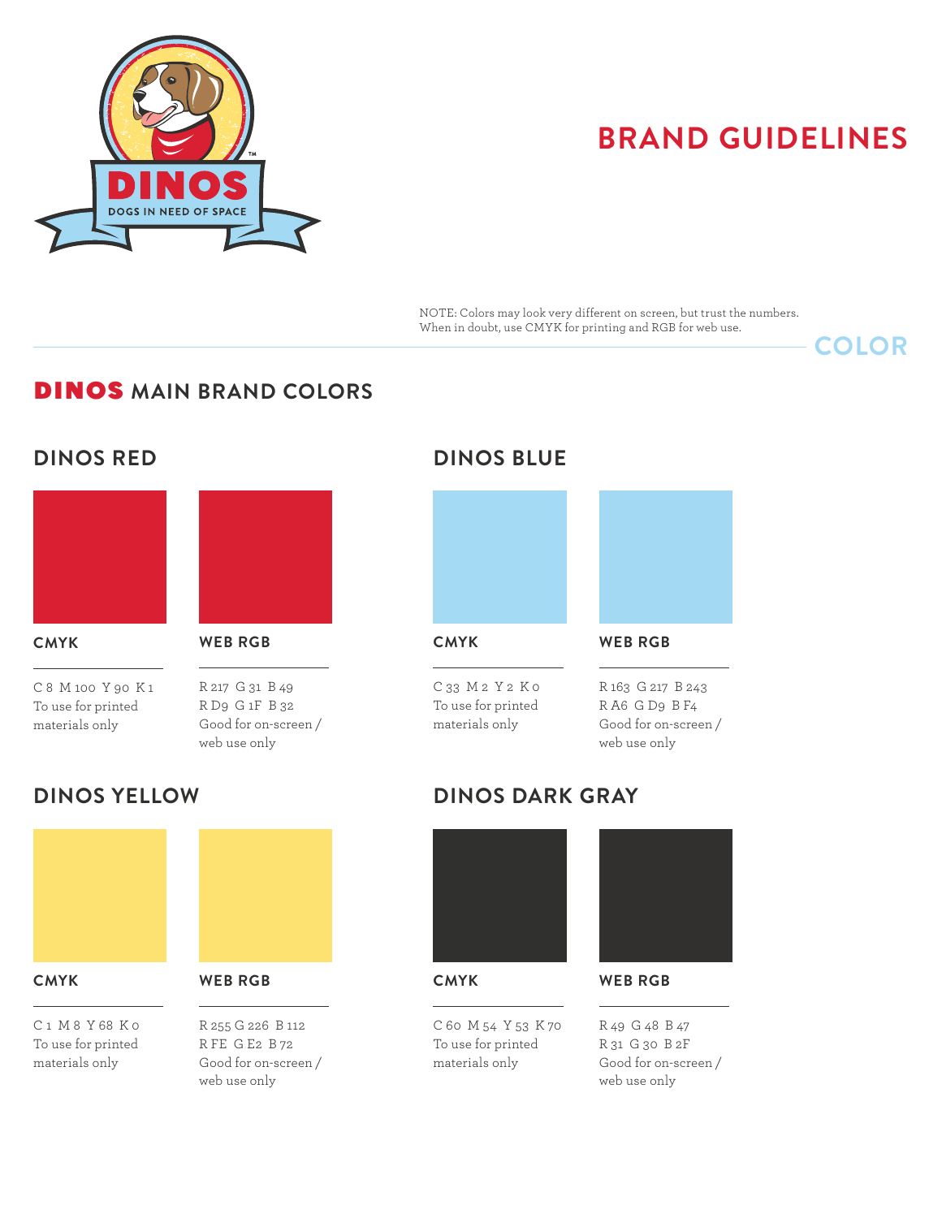# BRAND GUIDELINES

NOTE: Colors may look very different on screen, but trust the numbers.
When in doubt, use CMYK for printing and RGB for web use.

## COLOR

## DINOS MAIN BRAND COLORS

### DINOS RED

**CMYK**

C 8 M 100 Y 90 K 1
To use for printed materials only

**WEB RGB**

R 217 G 31 B 49
R D9 G 1F B 32
Good for on-screen / web use only

### DINOS BLUE

**CMYK**

C 33 M 2 Y 2 K 0
To use for printed materials only

**WEB RGB**

R 163 G 217 B 243
R A6 G D9 B F4
Good for on-screen / web use only

### DINOS YELLOW

**CMYK**

C 1 M 8 Y 68 K 0
To use for printed materials only

**WEB RGB**

R 255 G 226 B 112
R FE G E2 B 72
Good for on-screen / web use only

### DINOS DARK GRAY

**CMYK**

C 60 M 54 Y 53 K 70
To use for printed materials only

**WEB RGB**

R 49 G 48 B 47
R 31 G 30 B 2F
Good for on-screen / web use only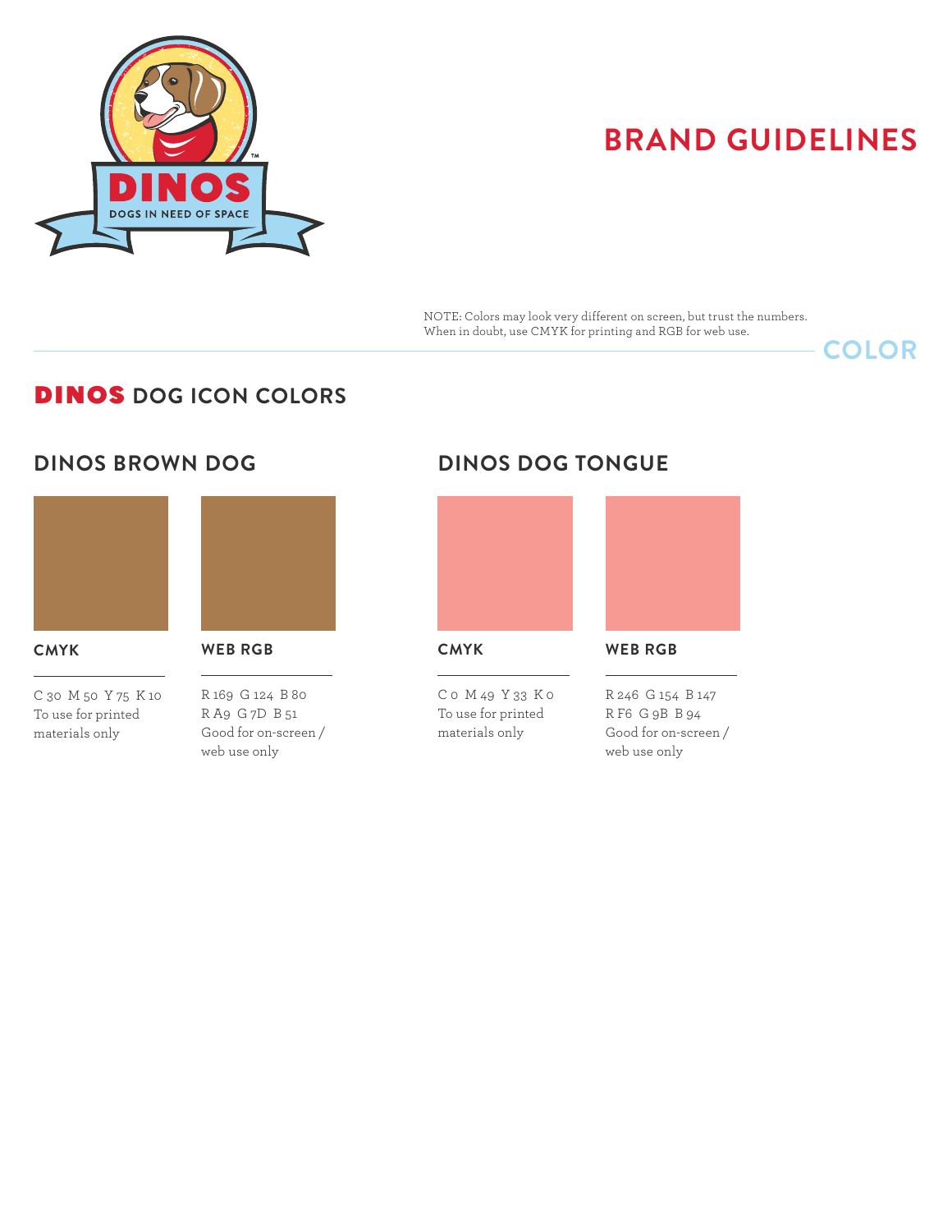# BRAND GUIDELINES

NOTE: Colors may look very different on screen, but trust the numbers.
When in doubt, use CMYK for printing and RGB for web use.

## COLOR

## DINOS DOG ICON COLORS

### DINOS BROWN DOG

**CMYK**

C 30 M 50 Y 75 K 10
To use for printed materials only

**WEB RGB**

R 169 G 124 B 80
R A9 G 7D B 51
Good for on-screen / web use only

### DINOS DOG TONGUE

**CMYK**

C 0 M 49 Y 33 K 0
To use for printed materials only

**WEB RGB**

R 246 G 154 B 147
R F6 G 9B B 94
Good for on-screen / web use only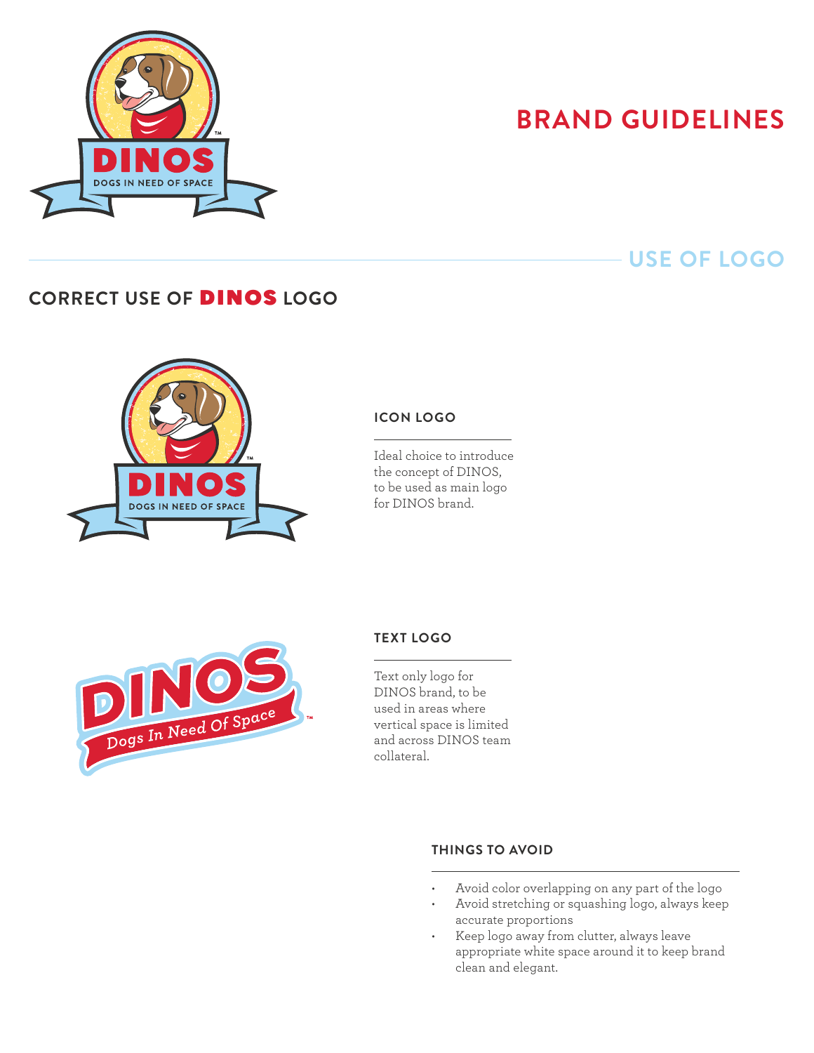# BRAND GUIDELINES

## USE OF LOGO

### CORRECT USE OF DINOS LOGO

#### ICON LOGO

Ideal choice to introduce the concept of DINOS, to be used as main logo for DINOS brand.

#### TEXT LOGO

Text only logo for DINOS brand, to be used in areas where vertical space is limited and across DINOS team collateral.

#### THINGS TO AVOID

- Avoid color overlapping on any part of the logo
- Avoid stretching or squashing logo, always keep accurate proportions
- Keep logo away from clutter, always leave appropriate white space around it to keep brand clean and elegant.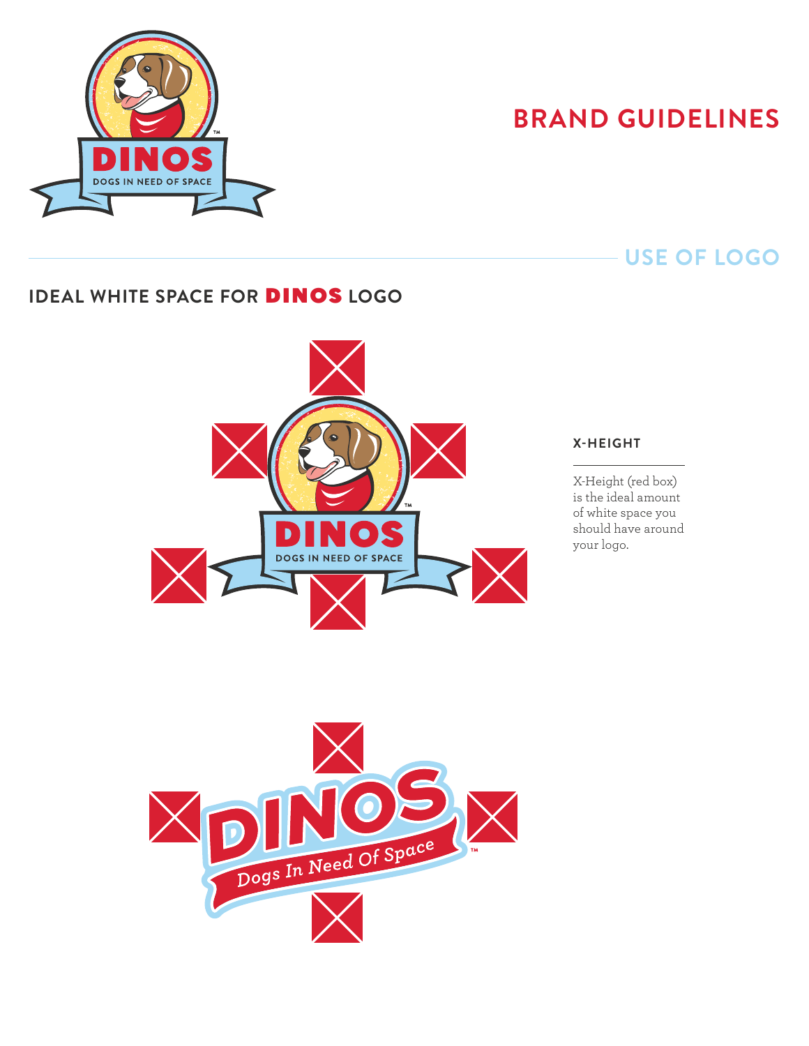# BRAND GUIDELINES

## USE OF LOGO

### IDEAL WHITE SPACE FOR DINOS LOGO

**X-HEIGHT**

X-Height (red box) is the ideal amount of white space you should have around your logo.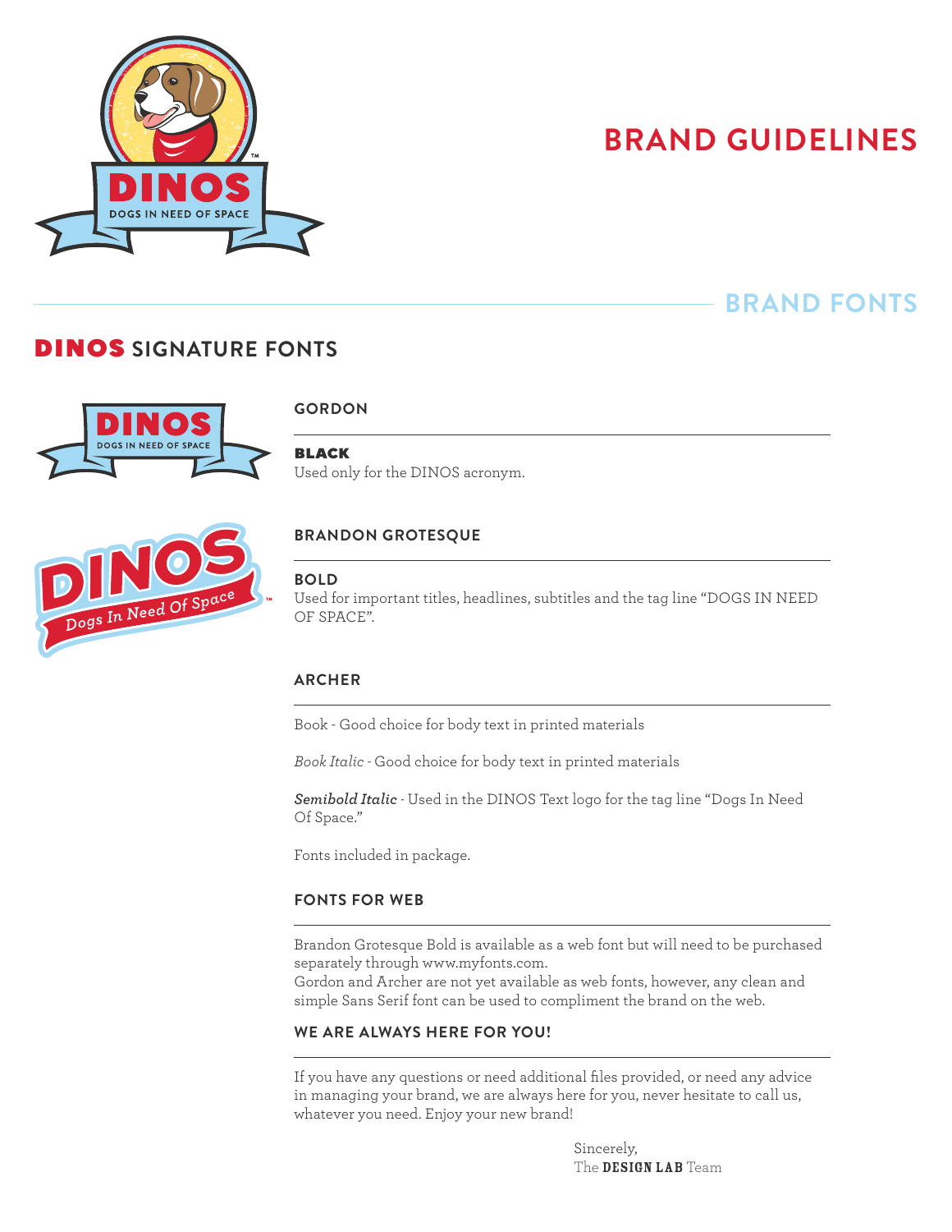# BRAND GUIDELINES

## BRAND FONTS

### DINOS SIGNATURE FONTS

#### GORDON

**BLACK**
Used only for the DINOS acronym.

#### BRANDON GROTESQUE

**BOLD**
Used for important titles, headlines, subtitles and the tag line "DOGS IN NEED OF SPACE".

#### ARCHER

Book - Good choice for body text in printed materials

*Book Italic* - Good choice for body text in printed materials

***Semibold Italic*** - Used in the DINOS Text logo for the tag line "Dogs In Need Of Space."

Fonts included in package.

#### FONTS FOR WEB

Brandon Grotesque Bold is available as a web font but will need to be purchased separately through www.myfonts.com.
Gordon and Archer are not yet available as web fonts, however, any clean and simple Sans Serif font can be used to compliment the brand on the web.

#### WE ARE ALWAYS HERE FOR YOU!

If you have any questions or need additional files provided, or need any advice in managing your brand, we are always here for you, never hesitate to call us, whatever you need. Enjoy your new brand!

Sincerely,
The **DESIGN LAB** Team